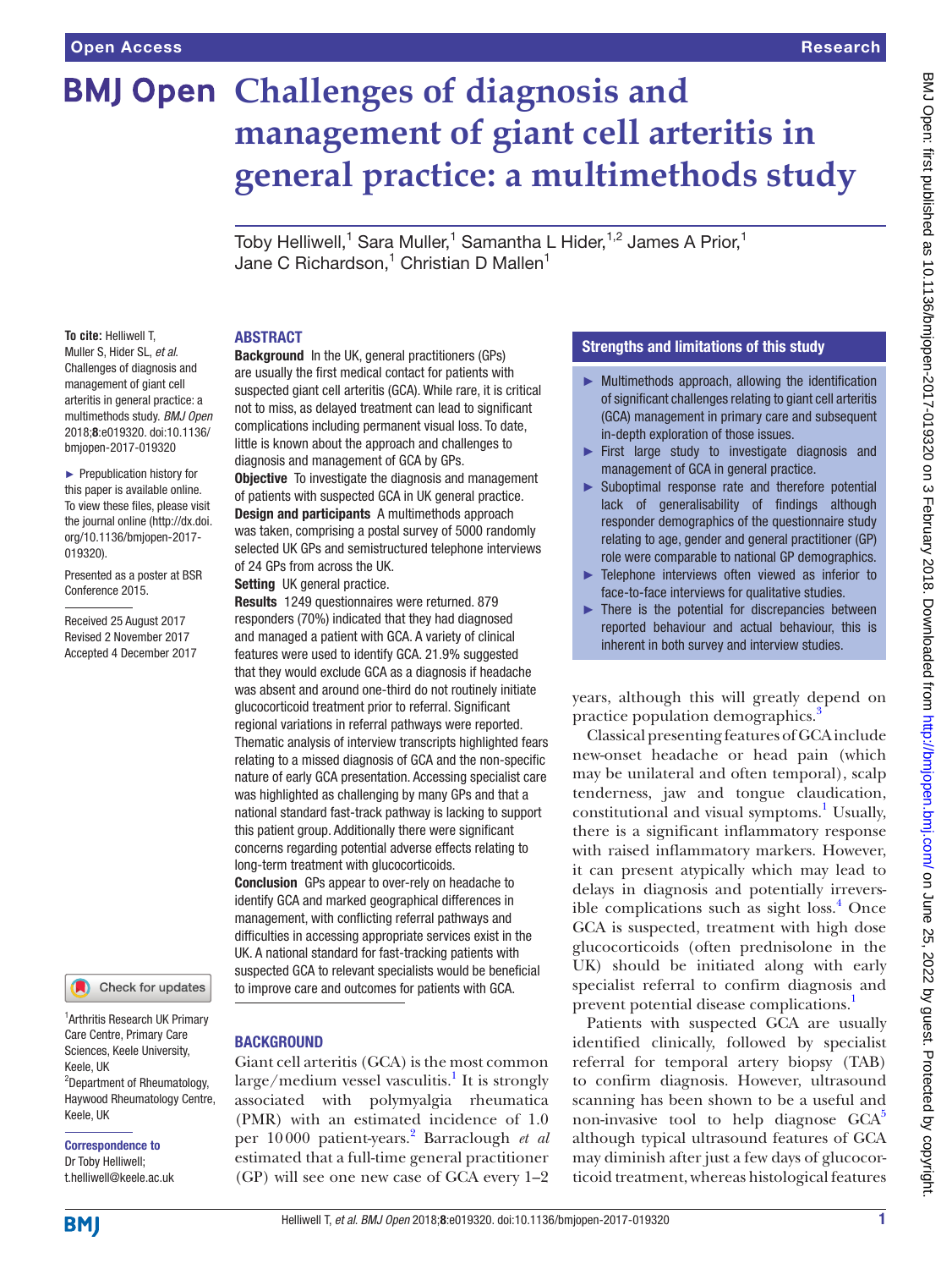# Challenges of diagnosis and management of giant cell arteritis in general practice: a multimethods study

Toby Helliwell,[1] Sara Muller,[1] Samantha L Hider,[1,2] James A Prior,[1] Jane C Richardson,[1] Christian D Mallen[1]

**To cite:** Helliwell T, Muller S, Hider SL, *et al*. Challenges of diagnosis and management of giant cell arteritis in general practice: a multimethods study. *BMJ Open* 2018;**8**:e019320. doi:10.1136/bmjopen-2017-019320

► Prepublication history for this paper is available online. To view these files, please visit the journal online (http://dx.doi.org/10.1136/bmjopen-2017-019320).

Presented as a poster at BSR Conference 2015.

Received 25 August 2017
Revised 2 November 2017
Accepted 4 December 2017

[1]Arthritis Research UK Primary Care Centre, Primary Care Sciences, Keele University, Keele, UK
[2]Department of Rheumatology, Haywood Rheumatology Centre, Keele, UK

**Correspondence to**
Dr Toby Helliwell;
t.helliwell@keele.ac.uk

## ABSTRACT

**Background** In the UK, general practitioners (GPs) are usually the first medical contact for patients with suspected giant cell arteritis (GCA). While rare, it is critical not to miss, as delayed treatment can lead to significant complications including permanent visual loss. To date, little is known about the approach and challenges to diagnosis and management of GCA by GPs.

**Objective** To investigate the diagnosis and management of patients with suspected GCA in UK general practice.

**Design and participants** A multimethods approach was taken, comprising a postal survey of 5000 randomly selected UK GPs and semistructured telephone interviews of 24 GPs from across the UK.

**Setting** UK general practice.

**Results** 1249 questionnaires were returned. 879 responders (70%) indicated that they had diagnosed and managed a patient with GCA. A variety of clinical features were used to identify GCA. 21.9% suggested that they would exclude GCA as a diagnosis if headache was absent and around one-third do not routinely initiate glucocorticoid treatment prior to referral. Significant regional variations in referral pathways were reported. Thematic analysis of interview transcripts highlighted fears relating to a missed diagnosis of GCA and the non-specific nature of early GCA presentation. Accessing specialist care was highlighted as challenging by many GPs and that a national standard fast-track pathway is lacking to support this patient group. Additionally there were significant concerns regarding potential adverse effects relating to long-term treatment with glucocorticoids.

**Conclusion** GPs appear to over-rely on headache to identify GCA and marked geographical differences in management, with conflicting referral pathways and difficulties in accessing appropriate services exist in the UK. A national standard for fast-tracking patients with suspected GCA to relevant specialists would be beneficial to improve care and outcomes for patients with GCA.

## Strengths and limitations of this study

- Multimethods approach, allowing the identification of significant challenges relating to giant cell arteritis (GCA) management in primary care and subsequent in-depth exploration of those issues.
- First large study to investigate diagnosis and management of GCA in general practice.
- Suboptimal response rate and therefore potential lack of generalisability of findings although responder demographics of the questionnaire study relating to age, gender and general practitioner (GP) role were comparable to national GP demographics.
- Telephone interviews often viewed as inferior to face-to-face interviews for qualitative studies.
- There is the potential for discrepancies between reported behaviour and actual behaviour, this is inherent in both survey and interview studies.

## BACKGROUND

Giant cell arteritis (GCA) is the most common large/medium vessel vasculitis.[1] It is strongly associated with polymyalgia rheumatica (PMR) with an estimated incidence of 1.0 per 10 000 patient-years.[2] Barraclough *et al* estimated that a full-time general practitioner (GP) will see one new case of GCA every 1–2 years, although this will greatly depend on practice population demographics.[3]

Classical presenting features of GCA include new-onset headache or head pain (which may be unilateral and often temporal), scalp tenderness, jaw and tongue claudication, constitutional and visual symptoms.[1] Usually, there is a significant inflammatory response with raised inflammatory markers. However, it can present atypically which may lead to delays in diagnosis and potentially irreversible complications such as sight loss.[4] Once GCA is suspected, treatment with high dose glucocorticoids (often prednisolone in the UK) should be initiated along with early specialist referral to confirm diagnosis and prevent potential disease complications.[1]

Patients with suspected GCA are usually identified clinically, followed by specialist referral for temporal artery biopsy (TAB) to confirm diagnosis. However, ultrasound scanning has been shown to be a useful and non-invasive tool to help diagnose GCA[5] although typical ultrasound features of GCA may diminish after just a few days of glucocorticoid treatment, whereas histological features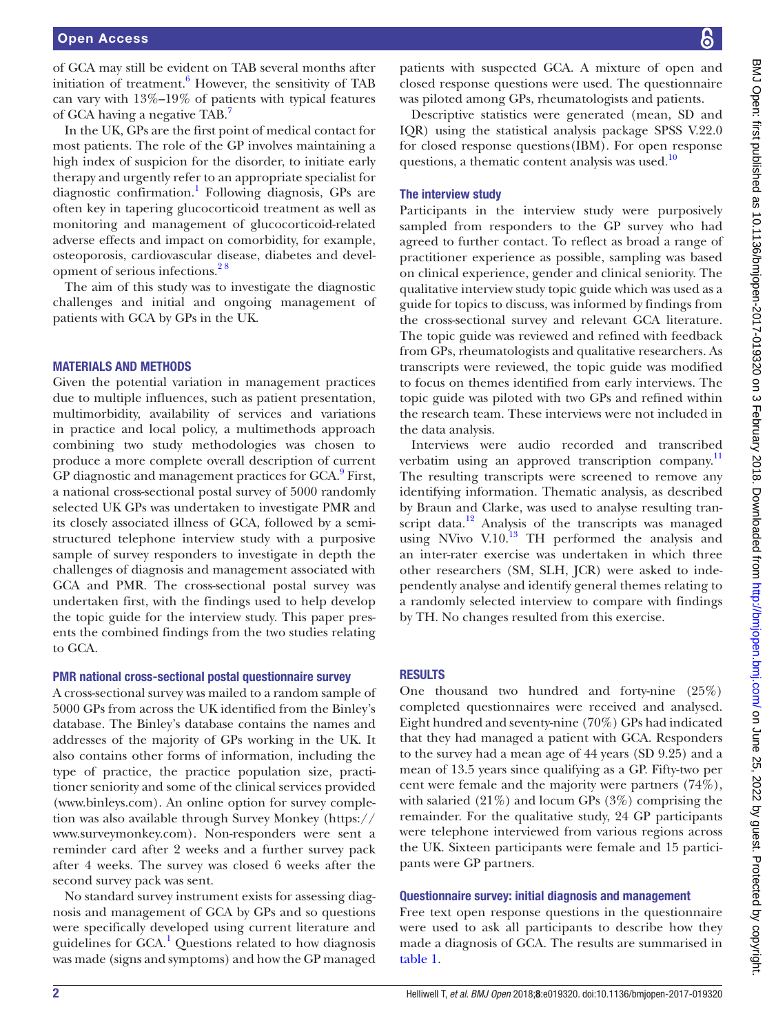of GCA may still be evident on TAB several months after initiation of treatment.[6] However, the sensitivity of TAB can vary with 13%–19% of patients with typical features of GCA having a negative TAB.[7]

In the UK, GPs are the first point of medical contact for most patients. The role of the GP involves maintaining a high index of suspicion for the disorder, to initiate early therapy and urgently refer to an appropriate specialist for diagnostic confirmation.[1] Following diagnosis, GPs are often key in tapering glucocorticoid treatment as well as monitoring and management of glucocorticoid-related adverse effects and impact on comorbidity, for example, osteoporosis, cardiovascular disease, diabetes and development of serious infections.[2,8]

The aim of this study was to investigate the diagnostic challenges and initial and ongoing management of patients with GCA by GPs in the UK.

## MATERIALS AND METHODS

Given the potential variation in management practices due to multiple influences, such as patient presentation, multimorbidity, availability of services and variations in practice and local policy, a multimethods approach combining two study methodologies was chosen to produce a more complete overall description of current GP diagnostic and management practices for GCA.[9] First, a national cross-sectional postal survey of 5000 randomly selected UK GPs was undertaken to investigate PMR and its closely associated illness of GCA, followed by a semi-structured telephone interview study with a purposive sample of survey responders to investigate in depth the challenges of diagnosis and management associated with GCA and PMR. The cross-sectional postal survey was undertaken first, with the findings used to help develop the topic guide for the interview study. This paper presents the combined findings from the two studies relating to GCA.

### PMR national cross-sectional postal questionnaire survey

A cross-sectional survey was mailed to a random sample of 5000 GPs from across the UK identified from the Binley's database. The Binley's database contains the names and addresses of the majority of GPs working in the UK. It also contains other forms of information, including the type of practice, the practice population size, practitioner seniority and some of the clinical services provided (www.binleys.com). An online option for survey completion was also available through Survey Monkey (https://www.surveymonkey.com). Non-responders were sent a reminder card after 2 weeks and a further survey pack after 4 weeks. The survey was closed 6 weeks after the second survey pack was sent.

No standard survey instrument exists for assessing diagnosis and management of GCA by GPs and so questions were specifically developed using current literature and guidelines for GCA.[1] Questions related to how diagnosis was made (signs and symptoms) and how the GP managed patients with suspected GCA. A mixture of open and closed response questions were used. The questionnaire was piloted among GPs, rheumatologists and patients.

Descriptive statistics were generated (mean, SD and IQR) using the statistical analysis package SPSS V.22.0 for closed response questions(IBM). For open response questions, a thematic content analysis was used.[10]

### The interview study

Participants in the interview study were purposively sampled from responders to the GP survey who had agreed to further contact. To reflect as broad a range of practitioner experience as possible, sampling was based on clinical experience, gender and clinical seniority. The qualitative interview study topic guide which was used as a guide for topics to discuss, was informed by findings from the cross-sectional survey and relevant GCA literature. The topic guide was reviewed and refined with feedback from GPs, rheumatologists and qualitative researchers. As transcripts were reviewed, the topic guide was modified to focus on themes identified from early interviews. The topic guide was piloted with two GPs and refined within the research team. These interviews were not included in the data analysis.

Interviews were audio recorded and transcribed verbatim using an approved transcription company.[11] The resulting transcripts were screened to remove any identifying information. Thematic analysis, as described by Braun and Clarke, was used to analyse resulting transcript data.[12] Analysis of the transcripts was managed using NVivo V.10.[13] TH performed the analysis and an inter-rater exercise was undertaken in which three other researchers (SM, SLH, JCR) were asked to independently analyse and identify general themes relating to a randomly selected interview to compare with findings by TH. No changes resulted from this exercise.

## RESULTS

One thousand two hundred and forty-nine (25%) completed questionnaires were received and analysed. Eight hundred and seventy-nine (70%) GPs had indicated that they had managed a patient with GCA. Responders to the survey had a mean age of 44 years (SD 9.25) and a mean of 13.5 years since qualifying as a GP. Fifty-two per cent were female and the majority were partners (74%), with salaried (21%) and locum GPs (3%) comprising the remainder. For the qualitative study, 24 GP participants were telephone interviewed from various regions across the UK. Sixteen participants were female and 15 participants were GP partners.

### Questionnaire survey: initial diagnosis and management

Free text open response questions in the questionnaire were used to ask all participants to describe how they made a diagnosis of GCA. The results are summarised in table 1.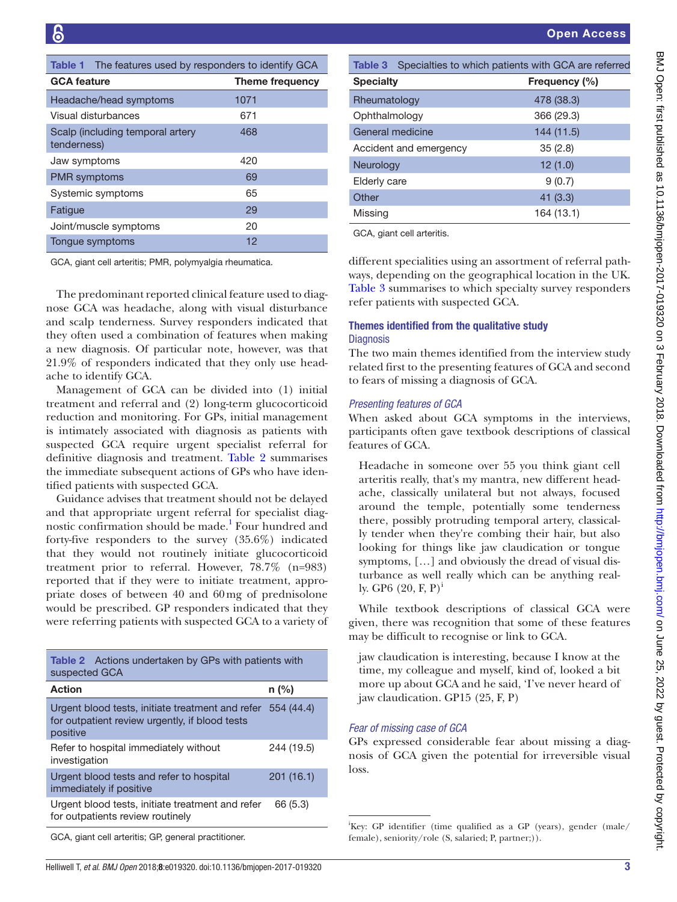**Table 1** The features used by responders to identify GCA

| GCA feature | Theme frequency |
|---|---|
| Headache/head symptoms | 1071 |
| Visual disturbances | 671 |
| Scalp (including temporal artery tenderness) | 468 |
| Jaw symptoms | 420 |
| PMR symptoms | 69 |
| Systemic symptoms | 65 |
| Fatigue | 29 |
| Joint/muscle symptoms | 20 |
| Tongue symptoms | 12 |

GCA, giant cell arteritis; PMR, polymyalgia rheumatica.

The predominant reported clinical feature used to diagnose GCA was headache, along with visual disturbance and scalp tenderness. Survey responders indicated that they often used a combination of features when making a new diagnosis. Of particular note, however, was that 21.9% of responders indicated that they only use headache to identify GCA.

Management of GCA can be divided into (1) initial treatment and referral and (2) long-term glucocorticoid reduction and monitoring. For GPs, initial management is intimately associated with diagnosis as patients with suspected GCA require urgent specialist referral for definitive diagnosis and treatment. Table 2 summarises the immediate subsequent actions of GPs who have identified patients with suspected GCA.

Guidance advises that treatment should not be delayed and that appropriate urgent referral for specialist diagnostic confirmation should be made.[1] Four hundred and forty-five responders to the survey (35.6%) indicated that they would not routinely initiate glucocorticoid treatment prior to referral. However, 78.7% (n=983) reported that if they were to initiate treatment, appropriate doses of between 40 and 60 mg of prednisolone would be prescribed. GP responders indicated that they were referring patients with suspected GCA to a variety of different specialities using an assortment of referral pathways, depending on the geographical location in the UK. Table 3 summarises to which specialty survey responders refer patients with suspected GCA.

**Table 2** Actions undertaken by GPs with patients with suspected GCA

| Action | n (%) |
|---|---|
| Urgent blood tests, initiate treatment and refer for outpatient review urgently, if blood tests positive | 554 (44.4) |
| Refer to hospital immediately without investigation | 244 (19.5) |
| Urgent blood tests and refer to hospital immediately if positive | 201 (16.1) |
| Urgent blood tests, initiate treatment and refer for outpatients review routinely | 66 (5.3) |

GCA, giant cell arteritis; GP, general practitioner.

**Table 3** Specialties to which patients with GCA are referred

| Specialty | Frequency (%) |
|---|---|
| Rheumatology | 478 (38.3) |
| Ophthalmology | 366 (29.3) |
| General medicine | 144 (11.5) |
| Accident and emergency | 35 (2.8) |
| Neurology | 12 (1.0) |
| Elderly care | 9 (0.7) |
| Other | 41 (3.3) |
| Missing | 164 (13.1) |

GCA, giant cell arteritis.

## Themes identified from the qualitative study

### Diagnosis

The two main themes identified from the interview study related first to the presenting features of GCA and second to fears of missing a diagnosis of GCA.

#### *Presenting features of GCA*

When asked about GCA symptoms in the interviews, participants often gave textbook descriptions of classical features of GCA.

> Headache in someone over 55 you think giant cell arteritis really, that's my mantra, new different headache, classically unilateral but not always, focused around the temple, potentially some tenderness there, possibly protruding temporal artery, classically tender when they're combing their hair, but also looking for things like jaw claudication or tongue symptoms, […] and obviously the dread of visual disturbance as well really which can be anything really. GP6 (20, F, P)[i]

While textbook descriptions of classical GCA were given, there was recognition that some of these features may be difficult to recognise or link to GCA.

> jaw claudication is interesting, because I know at the time, my colleague and myself, kind of, looked a bit more up about GCA and he said, 'I've never heard of jaw claudication. GP15 (25, F, P)

#### *Fear of missing case of GCA*

GPs expressed considerable fear about missing a diagnosis of GCA given the potential for irreversible visual loss.

[i]Key: GP identifier (time qualified as a GP (years), gender (male/female), seniority/role (S, salaried; P, partner;)).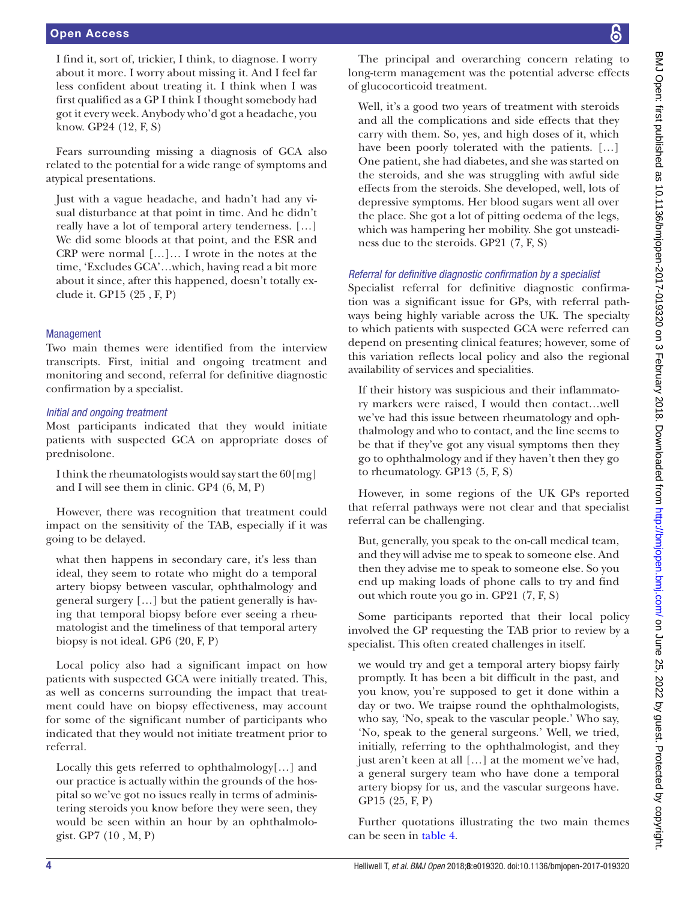I find it, sort of, trickier, I think, to diagnose. I worry about it more. I worry about missing it. And I feel far less confident about treating it. I think when I was first qualified as a GP I think I thought somebody had got it every week. Anybody who'd got a headache, you know. GP24 (12, F, S)

Fears surrounding missing a diagnosis of GCA also related to the potential for a wide range of symptoms and atypical presentations.

Just with a vague headache, and hadn't had any visual disturbance at that point in time. And he didn't really have a lot of temporal artery tenderness. […] We did some bloods at that point, and the ESR and CRP were normal […]… I wrote in the notes at the time, 'Excludes GCA'…which, having read a bit more about it since, after this happened, doesn't totally exclude it. GP15 (25 , F, P)

### Management

Two main themes were identified from the interview transcripts. First, initial and ongoing treatment and monitoring and second, referral for definitive diagnostic confirmation by a specialist.

#### *Initial and ongoing treatment*

Most participants indicated that they would initiate patients with suspected GCA on appropriate doses of prednisolone.

I think the rheumatologists would say start the 60[mg] and I will see them in clinic. GP4 (6, M, P)

However, there was recognition that treatment could impact on the sensitivity of the TAB, especially if it was going to be delayed.

what then happens in secondary care, it's less than ideal, they seem to rotate who might do a temporal artery biopsy between vascular, ophthalmology and general surgery […] but the patient generally is having that temporal biopsy before ever seeing a rheumatologist and the timeliness of that temporal artery biopsy is not ideal. GP6 (20, F, P)

Local policy also had a significant impact on how patients with suspected GCA were initially treated. This, as well as concerns surrounding the impact that treatment could have on biopsy effectiveness, may account for some of the significant number of participants who indicated that they would not initiate treatment prior to referral.

Locally this gets referred to ophthalmology[…] and our practice is actually within the grounds of the hospital so we've got no issues really in terms of administering steroids you know before they were seen, they would be seen within an hour by an ophthalmologist. GP7 (10 , M, P)

The principal and overarching concern relating to long-term management was the potential adverse effects of glucocorticoid treatment.

Well, it's a good two years of treatment with steroids and all the complications and side effects that they carry with them. So, yes, and high doses of it, which have been poorly tolerated with the patients. […] One patient, she had diabetes, and she was started on the steroids, and she was struggling with awful side effects from the steroids. She developed, well, lots of depressive symptoms. Her blood sugars went all over the place. She got a lot of pitting oedema of the legs, which was hampering her mobility. She got unsteadiness due to the steroids. GP21 (7, F, S)

#### *Referral for definitive diagnostic confirmation by a specialist*

Specialist referral for definitive diagnostic confirmation was a significant issue for GPs, with referral pathways being highly variable across the UK. The specialty to which patients with suspected GCA were referred can depend on presenting clinical features; however, some of this variation reflects local policy and also the regional availability of services and specialities.

If their history was suspicious and their inflammatory markers were raised, I would then contact…well we've had this issue between rheumatology and ophthalmology and who to contact, and the line seems to be that if they've got any visual symptoms then they go to ophthalmology and if they haven't then they go to rheumatology. GP13 (5, F, S)

However, in some regions of the UK GPs reported that referral pathways were not clear and that specialist referral can be challenging.

But, generally, you speak to the on-call medical team, and they will advise me to speak to someone else. And then they advise me to speak to someone else. So you end up making loads of phone calls to try and find out which route you go in. GP21 (7, F, S)

Some participants reported that their local policy involved the GP requesting the TAB prior to review by a specialist. This often created challenges in itself.

we would try and get a temporal artery biopsy fairly promptly. It has been a bit difficult in the past, and you know, you're supposed to get it done within a day or two. We traipse round the ophthalmologists, who say, 'No, speak to the vascular people.' Who say, 'No, speak to the general surgeons.' Well, we tried, initially, referring to the ophthalmologist, and they just aren't keen at all […] at the moment we've had, a general surgery team who have done a temporal artery biopsy for us, and the vascular surgeons have. GP15 (25, F, P)

Further quotations illustrating the two main themes can be seen in table 4.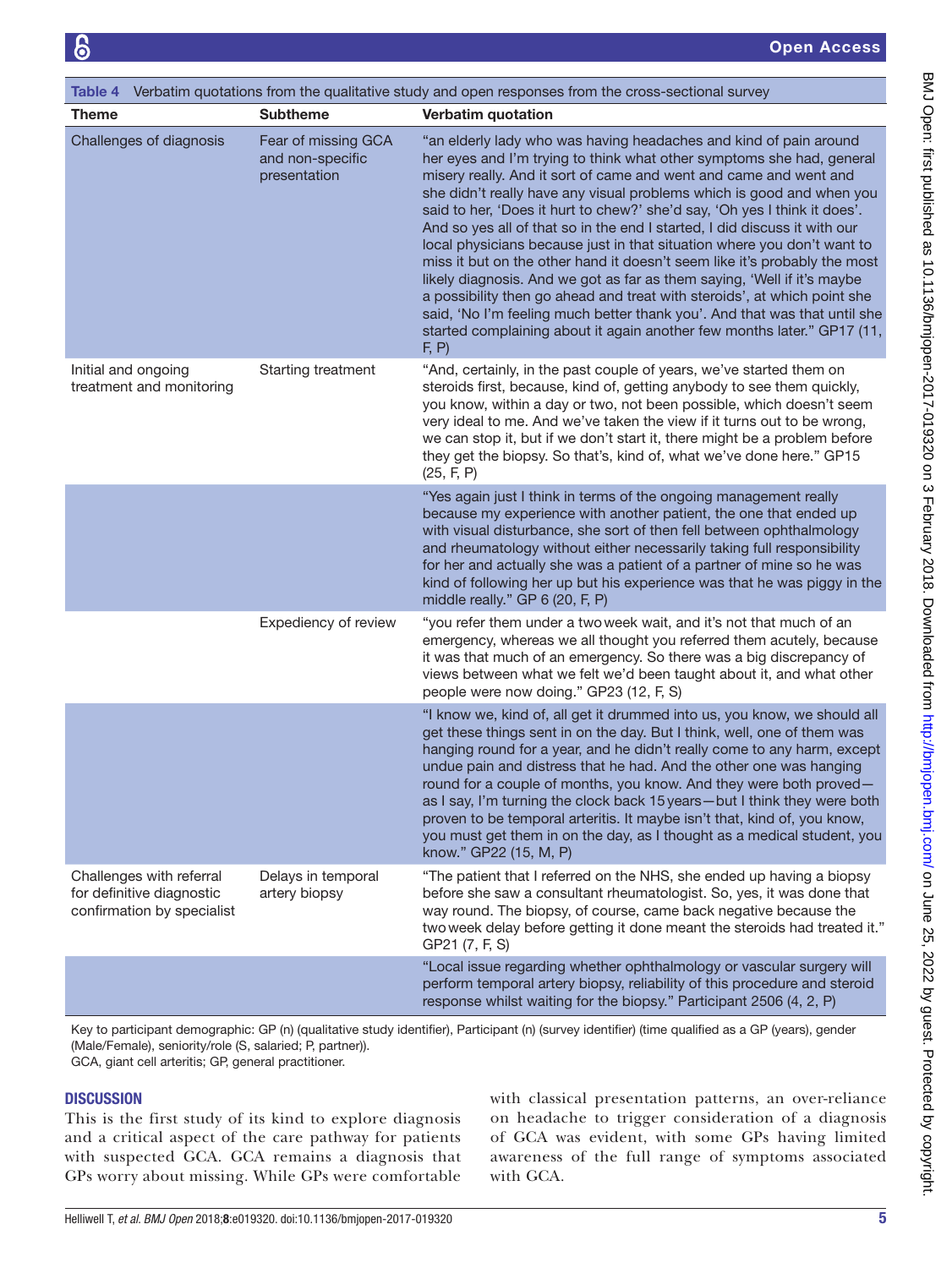**Table 4** Verbatim quotations from the qualitative study and open responses from the cross-sectional survey

| Theme | Subtheme | Verbatim quotation |
|---|---|---|
| Challenges of diagnosis | Fear of missing GCA and non-specific presentation | "an elderly lady who was having headaches and kind of pain around her eyes and I'm trying to think what other symptoms she had, general misery really. And it sort of came and went and came and went and she didn't really have any visual problems which is good and when you said to her, 'Does it hurt to chew?' she'd say, 'Oh yes I think it does'. And so yes all of that so in the end I started, I did discuss it with our local physicians because just in that situation where you don't want to miss it but on the other hand it doesn't seem like it's probably the most likely diagnosis. And we got as far as them saying, 'Well if it's maybe a possibility then go ahead and treat with steroids', at which point she said, 'No I'm feeling much better thank you'. And that was that until she started complaining about it again another few months later." GP17 (11, F, P) |
| Initial and ongoing treatment and monitoring | Starting treatment | "And, certainly, in the past couple of years, we've started them on steroids first, because, kind of, getting anybody to see them quickly, you know, within a day or two, not been possible, which doesn't seem very ideal to me. And we've taken the view if it turns out to be wrong, we can stop it, but if we don't start it, there might be a problem before they get the biopsy. So that's, kind of, what we've done here." GP15 (25, F, P) |
| | | "Yes again just I think in terms of the ongoing management really because my experience with another patient, the one that ended up with visual disturbance, she sort of then fell between ophthalmology and rheumatology without either necessarily taking full responsibility for her and actually she was a patient of a partner of mine so he was kind of following her up but his experience was that he was piggy in the middle really." GP 6 (20, F, P) |
| | Expediency of review | "you refer them under a two week wait, and it's not that much of an emergency, whereas we all thought you referred them acutely, because it was that much of an emergency. So there was a big discrepancy of views between what we felt we'd been taught about it, and what other people were now doing." GP23 (12, F, S) |
| | | "I know we, kind of, all get it drummed into us, you know, we should all get these things sent in on the day. But I think, well, one of them was hanging round for a year, and he didn't really come to any harm, except undue pain and distress that he had. And the other one was hanging round for a couple of months, you know. And they were both proved—as I say, I'm turning the clock back 15 years—but I think they were both proven to be temporal arteritis. It maybe isn't that, kind of, you know, you must get them in on the day, as I thought as a medical student, you know." GP22 (15, M, P) |
| Challenges with referral for definitive diagnostic confirmation by specialist | Delays in temporal artery biopsy | "The patient that I referred on the NHS, she ended up having a biopsy before she saw a consultant rheumatologist. So, yes, it was done that way round. The biopsy, of course, came back negative because the two week delay before getting it done meant the steroids had treated it." GP21 (7, F, S) |
| | | "Local issue regarding whether ophthalmology or vascular surgery will perform temporal artery biopsy, reliability of this procedure and steroid response whilst waiting for the biopsy." Participant 2506 (4, 2, P) |

Key to participant demographic: GP (n) (qualitative study identifier), Participant (n) (survey identifier) (time qualified as a GP (years), gender (Male/Female), seniority/role (S, salaried; P, partner)).
GCA, giant cell arteritis; GP, general practitioner.

## DISCUSSION

This is the first study of its kind to explore diagnosis and a critical aspect of the care pathway for patients with suspected GCA. GCA remains a diagnosis that GPs worry about missing. While GPs were comfortable with classical presentation patterns, an over-reliance on headache to trigger consideration of a diagnosis of GCA was evident, with some GPs having limited awareness of the full range of symptoms associated with GCA.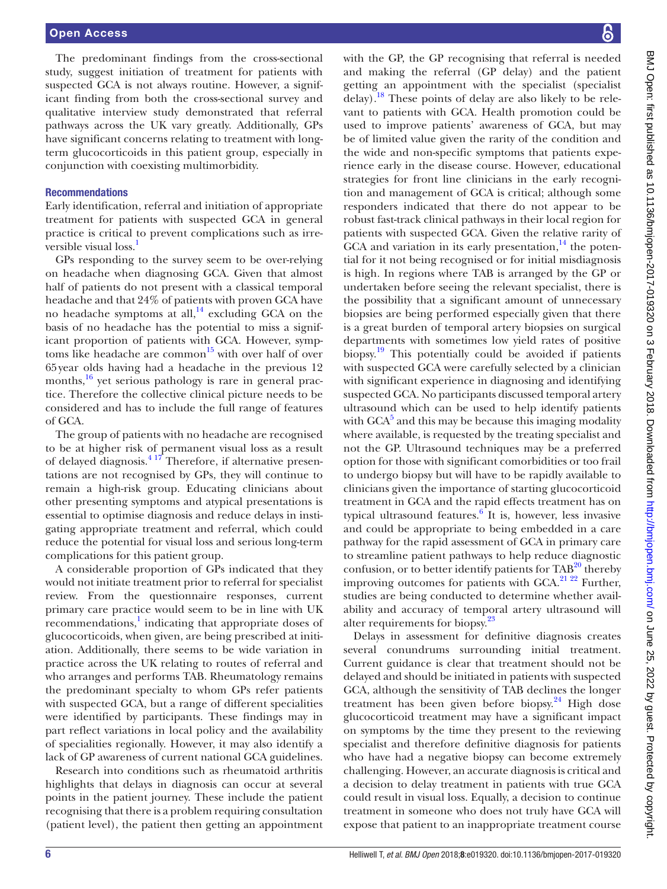The predominant findings from the cross-sectional study, suggest initiation of treatment for patients with suspected GCA is not always routine. However, a significant finding from both the cross-sectional survey and qualitative interview study demonstrated that referral pathways across the UK vary greatly. Additionally, GPs have significant concerns relating to treatment with long-term glucocorticoids in this patient group, especially in conjunction with coexisting multimorbidity.

### Recommendations

Early identification, referral and initiation of appropriate treatment for patients with suspected GCA in general practice is critical to prevent complications such as irreversible visual loss.[1]

GPs responding to the survey seem to be over-relying on headache when diagnosing GCA. Given that almost half of patients do not present with a classical temporal headache and that 24% of patients with proven GCA have no headache symptoms at all,[14] excluding GCA on the basis of no headache has the potential to miss a significant proportion of patients with GCA. However, symptoms like headache are common[15] with over half of over 65 year olds having had a headache in the previous 12 months,[16] yet serious pathology is rare in general practice. Therefore the collective clinical picture needs to be considered and has to include the full range of features of GCA.

The group of patients with no headache are recognised to be at higher risk of permanent visual loss as a result of delayed diagnosis.[4 17] Therefore, if alternative presentations are not recognised by GPs, they will continue to remain a high-risk group. Educating clinicians about other presenting symptoms and atypical presentations is essential to optimise diagnosis and reduce delays in instigating appropriate treatment and referral, which could reduce the potential for visual loss and serious long-term complications for this patient group.

A considerable proportion of GPs indicated that they would not initiate treatment prior to referral for specialist review. From the questionnaire responses, current primary care practice would seem to be in line with UK recommendations,[1] indicating that appropriate doses of glucocorticoids, when given, are being prescribed at initiation. Additionally, there seems to be wide variation in practice across the UK relating to routes of referral and who arranges and performs TAB. Rheumatology remains the predominant specialty to whom GPs refer patients with suspected GCA, but a range of different specialities were identified by participants. These findings may in part reflect variations in local policy and the availability of specialities regionally. However, it may also identify a lack of GP awareness of current national GCA guidelines.

Research into conditions such as rheumatoid arthritis highlights that delays in diagnosis can occur at several points in the patient journey. These include the patient recognising that there is a problem requiring consultation (patient level), the patient then getting an appointment with the GP, the GP recognising that referral is needed and making the referral (GP delay) and the patient getting an appointment with the specialist (specialist delay).[18] These points of delay are also likely to be relevant to patients with GCA. Health promotion could be used to improve patients' awareness of GCA, but may be of limited value given the rarity of the condition and the wide and non-specific symptoms that patients experience early in the disease course. However, educational strategies for front line clinicians in the early recognition and management of GCA is critical; although some responders indicated that there do not appear to be robust fast-track clinical pathways in their local region for patients with suspected GCA. Given the relative rarity of GCA and variation in its early presentation,[14] the potential for it not being recognised or for initial misdiagnosis is high. In regions where TAB is arranged by the GP or undertaken before seeing the relevant specialist, there is the possibility that a significant amount of unnecessary biopsies are being performed especially given that there is a great burden of temporal artery biopsies on surgical departments with sometimes low yield rates of positive biopsy.[19] This potentially could be avoided if patients with suspected GCA were carefully selected by a clinician with significant experience in diagnosing and identifying suspected GCA. No participants discussed temporal artery ultrasound which can be used to help identify patients with GCA[5] and this may be because this imaging modality where available, is requested by the treating specialist and not the GP. Ultrasound techniques may be a preferred option for those with significant comorbidities or too frail to undergo biopsy but will have to be rapidly available to clinicians given the importance of starting glucocorticoid treatment in GCA and the rapid effects treatment has on typical ultrasound features.[6] It is, however, less invasive and could be appropriate to being embedded in a care pathway for the rapid assessment of GCA in primary care to streamline patient pathways to help reduce diagnostic confusion, or to better identify patients for TAB[20] thereby improving outcomes for patients with GCA.[21 22] Further, studies are being conducted to determine whether availability and accuracy of temporal artery ultrasound will alter requirements for biopsy.[23]

Delays in assessment for definitive diagnosis creates several conundrums surrounding initial treatment. Current guidance is clear that treatment should not be delayed and should be initiated in patients with suspected GCA, although the sensitivity of TAB declines the longer treatment has been given before biopsy.[24] High dose glucocorticoid treatment may have a significant impact on symptoms by the time they present to the reviewing specialist and therefore definitive diagnosis for patients who have had a negative biopsy can become extremely challenging. However, an accurate diagnosis is critical and a decision to delay treatment in patients with true GCA could result in visual loss. Equally, a decision to continue treatment in someone who does not truly have GCA will expose that patient to an inappropriate treatment course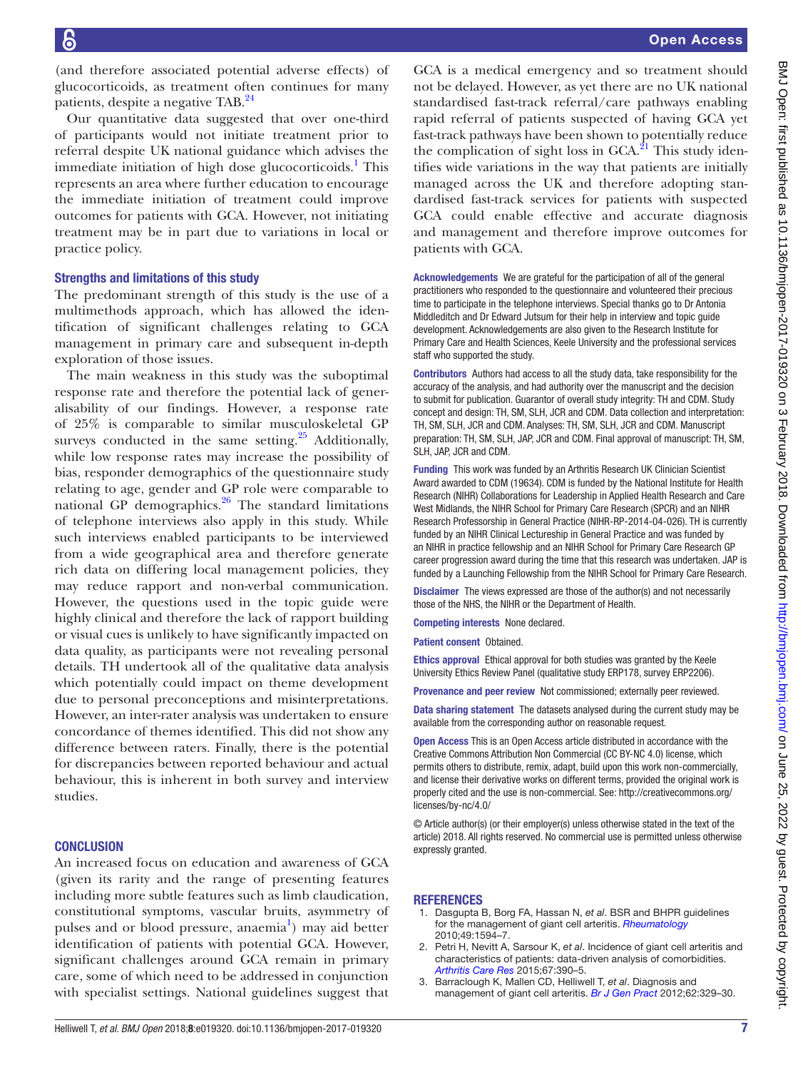(and therefore associated potential adverse effects) of glucocorticoids, as treatment often continues for many patients, despite a negative TAB.[24]

Our quantitative data suggested that over one-third of participants would not initiate treatment prior to referral despite UK national guidance which advises the immediate initiation of high dose glucocorticoids.[1] This represents an area where further education to encourage the immediate initiation of treatment could improve outcomes for patients with GCA. However, not initiating treatment may be in part due to variations in local or practice policy.

### Strengths and limitations of this study

The predominant strength of this study is the use of a multimethods approach, which has allowed the identification of significant challenges relating to GCA management in primary care and subsequent in-depth exploration of those issues.

The main weakness in this study was the suboptimal response rate and therefore the potential lack of generalisability of our findings. However, a response rate of 25% is comparable to similar musculoskeletal GP surveys conducted in the same setting.[25] Additionally, while low response rates may increase the possibility of bias, responder demographics of the questionnaire study relating to age, gender and GP role were comparable to national GP demographics.[26] The standard limitations of telephone interviews also apply in this study. While such interviews enabled participants to be interviewed from a wide geographical area and therefore generate rich data on differing local management policies, they may reduce rapport and non-verbal communication. However, the questions used in the topic guide were highly clinical and therefore the lack of rapport building or visual cues is unlikely to have significantly impacted on data quality, as participants were not revealing personal details. TH undertook all of the qualitative data analysis which potentially could impact on theme development due to personal preconceptions and misinterpretations. However, an inter-rater analysis was undertaken to ensure concordance of themes identified. This did not show any difference between raters. Finally, there is the potential for discrepancies between reported behaviour and actual behaviour, this is inherent in both survey and interview studies.

## CONCLUSION

An increased focus on education and awareness of GCA (given its rarity and the range of presenting features including more subtle features such as limb claudication, constitutional symptoms, vascular bruits, asymmetry of pulses and or blood pressure, anaemia[1]) may aid better identification of patients with potential GCA. However, significant challenges around GCA remain in primary care, some of which need to be addressed in conjunction with specialist settings. National guidelines suggest that GCA is a medical emergency and so treatment should not be delayed. However, as yet there are no UK national standardised fast-track referral/care pathways enabling rapid referral of patients suspected of having GCA yet fast-track pathways have been shown to potentially reduce the complication of sight loss in GCA.[21] This study identifies wide variations in the way that patients are initially managed across the UK and therefore adopting standardised fast-track services for patients with suspected GCA could enable effective and accurate diagnosis and management and therefore improve outcomes for patients with GCA.

**Acknowledgements** We are grateful for the participation of all of the general practitioners who responded to the questionnaire and volunteered their precious time to participate in the telephone interviews. Special thanks go to Dr Antonia Middleditch and Dr Edward Jutsum for their help in interview and topic guide development. Acknowledgements are also given to the Research Institute for Primary Care and Health Sciences, Keele University and the professional services staff who supported the study.

**Contributors** Authors had access to all the study data, take responsibility for the accuracy of the analysis, and had authority over the manuscript and the decision to submit for publication. Guarantor of overall study integrity: TH and CDM. Study concept and design: TH, SM, SLH, JCR and CDM. Data collection and interpretation: TH, SM, SLH, JCR and CDM. Analyses: TH, SM, SLH, JCR and CDM. Manuscript preparation: TH, SM, SLH, JAP, JCR and CDM. Final approval of manuscript: TH, SM, SLH, JAP, JCR and CDM.

**Funding** This work was funded by an Arthritis Research UK Clinician Scientist Award awarded to CDM (19634). CDM is funded by the National Institute for Health Research (NIHR) Collaborations for Leadership in Applied Health Research and Care West Midlands, the NIHR School for Primary Care Research (SPCR) and an NIHR Research Professorship in General Practice (NIHR-RP-2014-04-026). TH is currently funded by an NIHR Clinical Lectureship in General Practice and was funded by an NIHR in practice fellowship and an NIHR School for Primary Care Research GP career progression award during the time that this research was undertaken. JAP is funded by a Launching Fellowship from the NIHR School for Primary Care Research.

**Disclaimer** The views expressed are those of the author(s) and not necessarily those of the NHS, the NIHR or the Department of Health.

**Competing interests** None declared.

**Patient consent** Obtained.

**Ethics approval** Ethical approval for both studies was granted by the Keele University Ethics Review Panel (qualitative study ERP178, survey ERP2206).

**Provenance and peer review** Not commissioned; externally peer reviewed.

**Data sharing statement** The datasets analysed during the current study may be available from the corresponding author on reasonable request.

**Open Access** This is an Open Access article distributed in accordance with the Creative Commons Attribution Non Commercial (CC BY-NC 4.0) license, which permits others to distribute, remix, adapt, build upon this work non-commercially, and license their derivative works on different terms, provided the original work is properly cited and the use is non-commercial. See: http://creativecommons.org/licenses/by-nc/4.0/

© Article author(s) (or their employer(s) unless otherwise stated in the text of the article) 2018. All rights reserved. No commercial use is permitted unless otherwise expressly granted.

## REFERENCES

1. Dasgupta B, Borg FA, Hassan N, *et al*. BSR and BHPR guidelines for the management of giant cell arteritis. *Rheumatology* 2010;49:1594–7.
2. Petri H, Nevitt A, Sarsour K, *et al*. Incidence of giant cell arteritis and characteristics of patients: data-driven analysis of comorbidities. *Arthritis Care Res* 2015;67:390–5.
3. Barraclough K, Mallen CD, Helliwell T, *et al*. Diagnosis and management of giant cell arteritis. *Br J Gen Pract* 2012;62:329–30.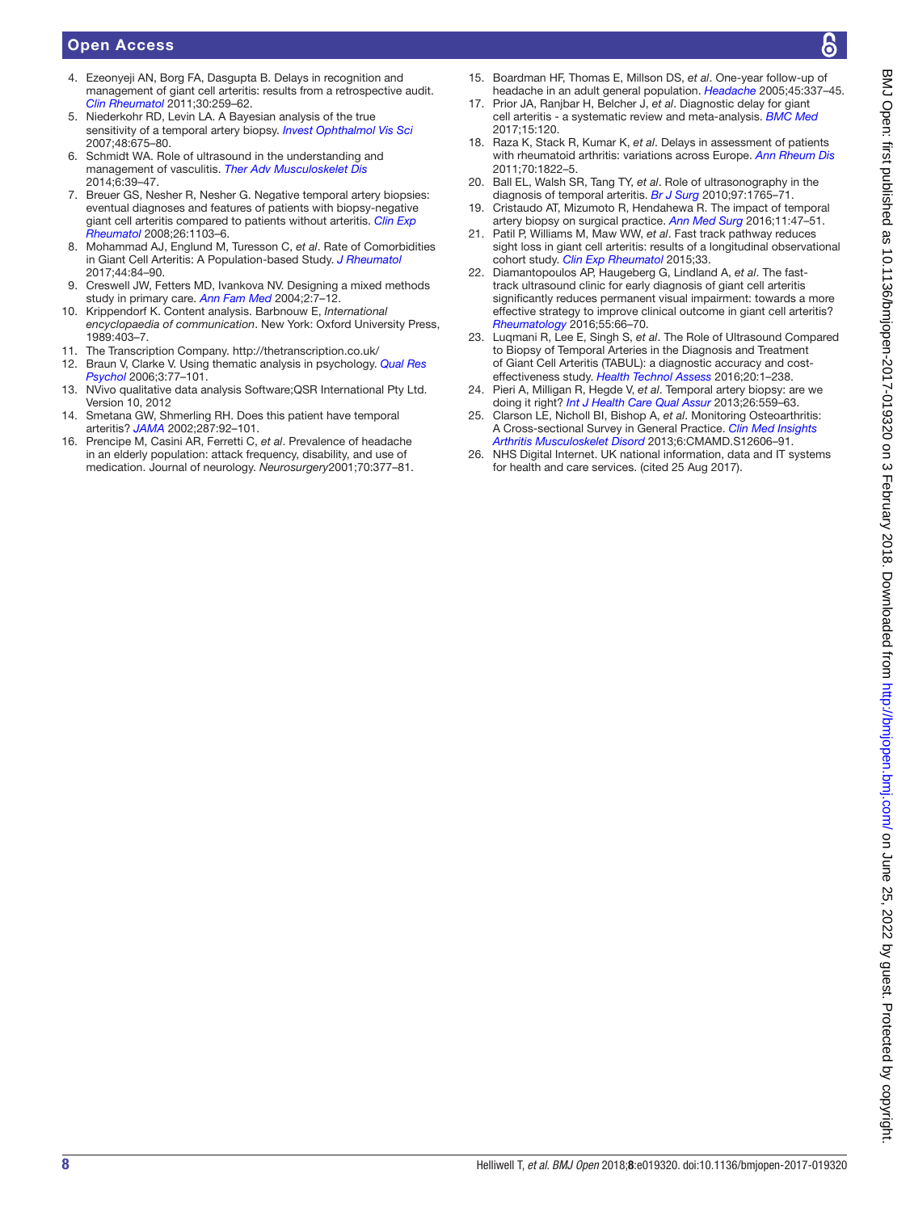4. Ezeonyeji AN, Borg FA, Dasgupta B. Delays in recognition and management of giant cell arteritis: results from a retrospective audit. *Clin Rheumatol* 2011;30:259–62.
5. Niederkohr RD, Levin LA. A Bayesian analysis of the true sensitivity of a temporal artery biopsy. *Invest Ophthalmol Vis Sci* 2007;48:675–80.
6. Schmidt WA. Role of ultrasound in the understanding and management of vasculitis. *Ther Adv Musculoskelet Dis* 2014;6:39–47.
7. Breuer GS, Nesher R, Nesher G. Negative temporal artery biopsies: eventual diagnoses and features of patients with biopsy-negative giant cell arteritis compared to patients without arteritis. *Clin Exp Rheumatol* 2008;26:1103–6.
8. Mohammad AJ, Englund M, Turesson C, *et al*. Rate of Comorbidities in Giant Cell Arteritis: A Population-based Study. *J Rheumatol* 2017;44:84–90.
9. Creswell JW, Fetters MD, Ivankova NV. Designing a mixed methods study in primary care. *Ann Fam Med* 2004;2:7–12.
10. Krippendorf K. Content analysis. Barbnouw E, *International encyclopaedia of communication*. New York: Oxford University Press, 1989:403–7.
11. The Transcription Company. http://thetranscription.co.uk/
12. Braun V, Clarke V. Using thematic analysis in psychology. *Qual Res Psychol* 2006;3:77–101.
13. NVivo qualitative data analysis Software;QSR International Pty Ltd. Version 10, 2012
14. Smetana GW, Shmerling RH. Does this patient have temporal arteritis? *JAMA* 2002;287:92–101.
16. Prencipe M, Casini AR, Ferretti C, *et al*. Prevalence of headache in an elderly population: attack frequency, disability, and use of medication. Journal of neurology. *Neurosurgery*2001;70:377–81.
15. Boardman HF, Thomas E, Millson DS, *et al*. One-year follow-up of headache in an adult general population. *Headache* 2005;45:337–45.
17. Prior JA, Ranjbar H, Belcher J, *et al*. Diagnostic delay for giant cell arteritis - a systematic review and meta-analysis. *BMC Med* 2017;15:120.
18. Raza K, Stack R, Kumar K, *et al*. Delays in assessment of patients with rheumatoid arthritis: variations across Europe. *Ann Rheum Dis* 2011;70:1822–5.
20. Ball EL, Walsh SR, Tang TY, *et al*. Role of ultrasonography in the diagnosis of temporal arteritis. *Br J Surg* 2010;97:1765–71.
19. Cristaudo AT, Mizumoto R, Hendahewa R. The impact of temporal artery biopsy on surgical practice. *Ann Med Surg* 2016;11:47–51.
21. Patil P, Williams M, Maw WW, *et al*. Fast track pathway reduces sight loss in giant cell arteritis: results of a longitudinal observational cohort study. *Clin Exp Rheumatol* 2015;33.
22. Diamantopoulos AP, Haugeberg G, Lindland A, *et al*. The fast-track ultrasound clinic for early diagnosis of giant cell arteritis significantly reduces permanent visual impairment: towards a more effective strategy to improve clinical outcome in giant cell arteritis? *Rheumatology* 2016;55:66–70.
23. Luqmani R, Lee E, Singh S, *et al*. The Role of Ultrasound Compared to Biopsy of Temporal Arteries in the Diagnosis and Treatment of Giant Cell Arteritis (TABUL): a diagnostic accuracy and cost-effectiveness study. *Health Technol Assess* 2016;20:1–238.
24. Pieri A, Milligan R, Hegde V, *et al*. Temporal artery biopsy: are we doing it right? *Int J Health Care Qual Assur* 2013;26:559–63.
25. Clarson LE, Nicholl BI, Bishop A, *et al*. Monitoring Osteoarthritis: A Cross-sectional Survey in General Practice. *Clin Med Insights Arthritis Musculoskelet Disord* 2013;6:CMAMD.S12606–91.
26. NHS Digital Internet. UK national information, data and IT systems for health and care services. (cited 25 Aug 2017).